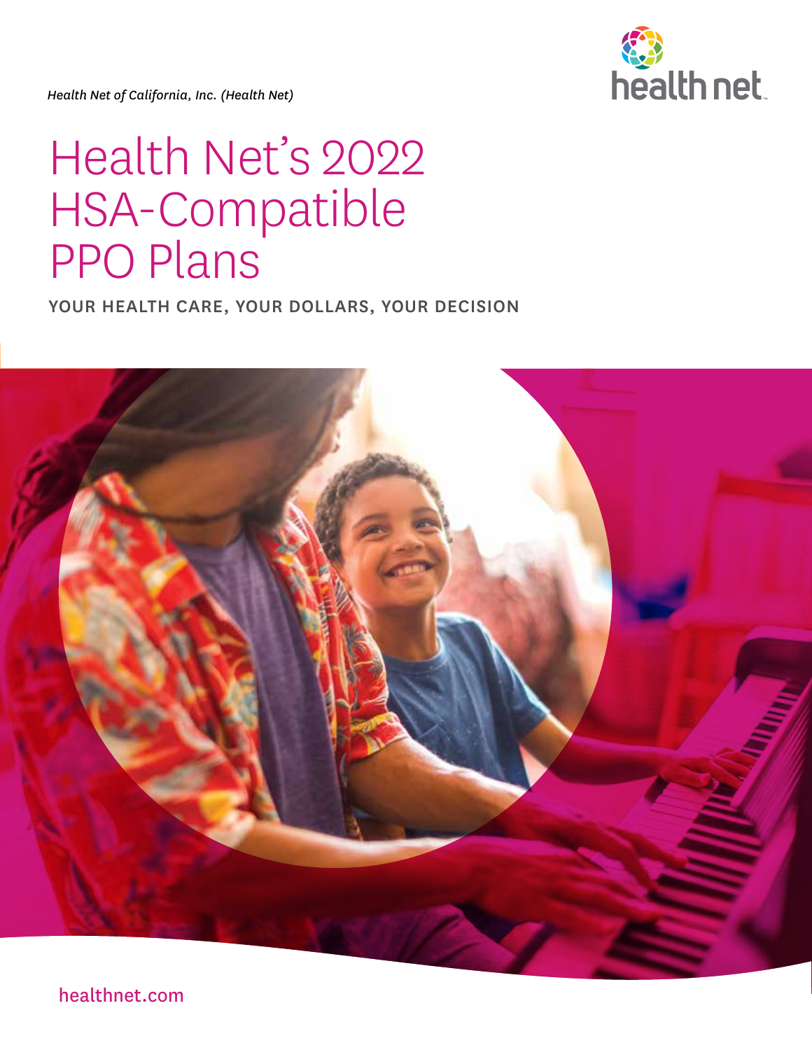*Health Net of California, Inc. (Health Net)*

# Health Net's 2022 HSA-Compatible PPO Plans

**YOUR HEALTH CARE, YOUR DOLLARS, YOUR DECISION**

healthnet.com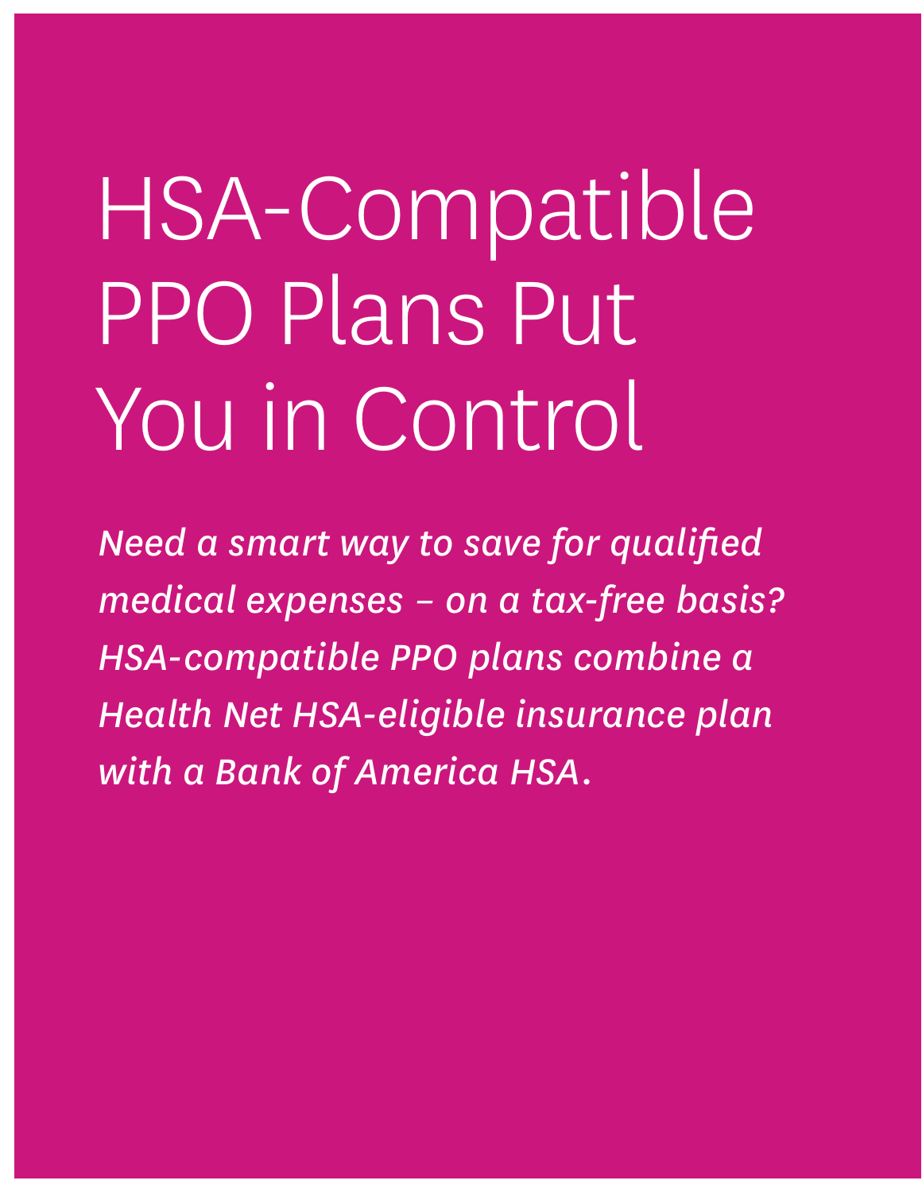# HSA-Compatible PPO Plans Put You in Control

***Need a smart way to save for qualified medical expenses – on a tax-free basis? HSA-compatible PPO plans combine a Health Net HSA-eligible insurance plan with a Bank of America HSA.***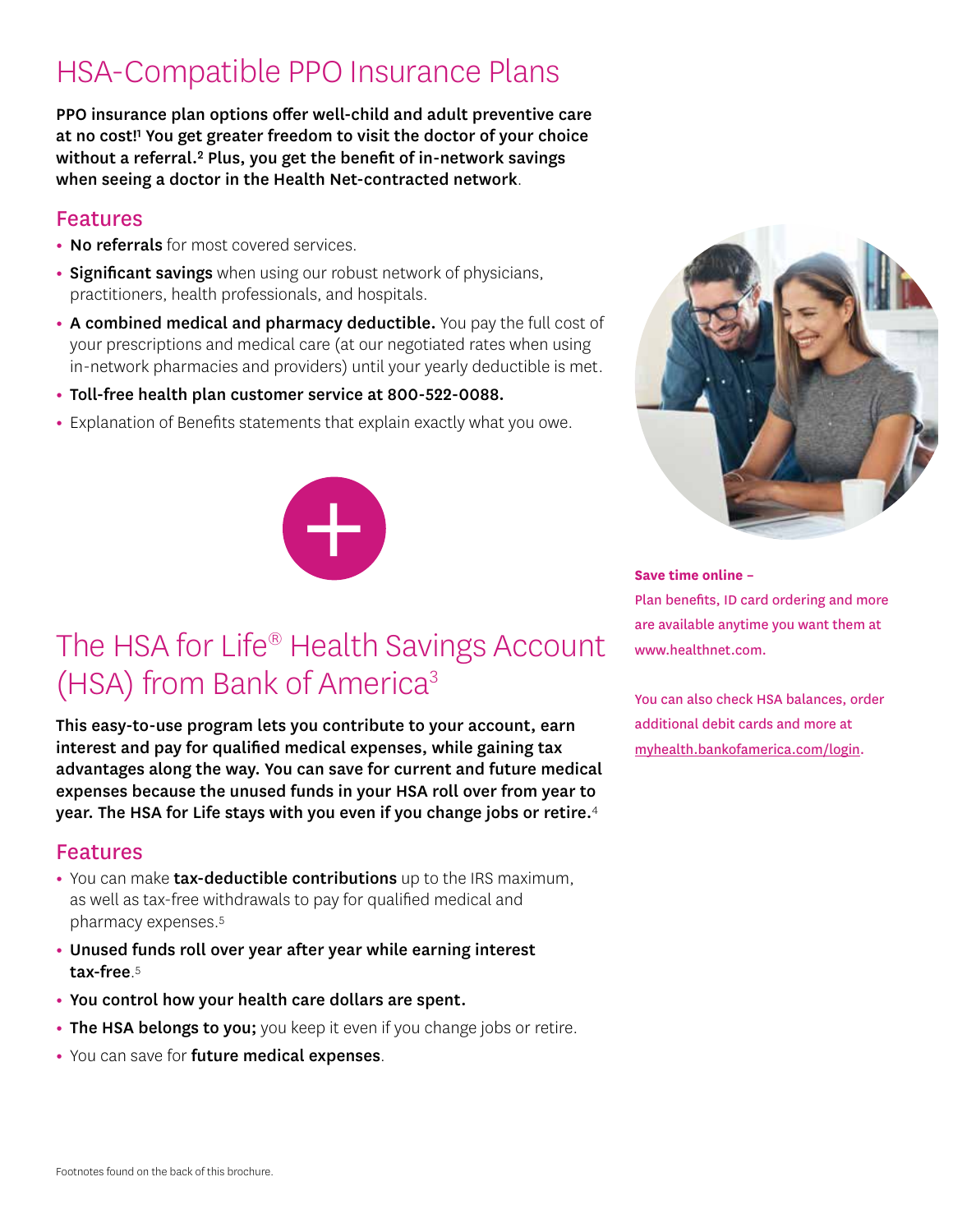# HSA-Compatible PPO Insurance Plans

**PPO insurance plan options offer well-child and adult preventive care at no cost![1] You get greater freedom to visit the doctor of your choice without a referral.[2] Plus, you get the benefit of in-network savings when seeing a doctor in the Health Net-contracted network**.

## Features

- **No referrals** for most covered services.
- **Significant savings** when using our robust network of physicians, practitioners, health professionals, and hospitals.
- **A combined medical and pharmacy deductible.** You pay the full cost of your prescriptions and medical care (at our negotiated rates when using in-network pharmacies and providers) until your yearly deductible is met.
- **Toll-free health plan customer service at 800-522-0088.**
- Explanation of Benefits statements that explain exactly what you owe.

# The HSA for Life® Health Savings Account (HSA) from Bank of America[3]

**This easy-to-use program lets you contribute to your account, earn interest and pay for qualified medical expenses, while gaining tax advantages along the way. You can save for current and future medical expenses because the unused funds in your HSA roll over from year to year. The HSA for Life stays with you even if you change jobs or retire.**[4]

## Features

- You can make **tax-deductible contributions** up to the IRS maximum, as well as tax-free withdrawals to pay for qualified medical and pharmacy expenses.[5]
- **Unused funds roll over year after year while earning interest tax-free**.[5]
- **You control how your health care dollars are spent.**
- **The HSA belongs to you;** you keep it even if you change jobs or retire.
- You can save for **future medical expenses**.

**Save time online –**
Plan benefits, ID card ordering and more are available anytime you want them at www.healthnet.com.

You can also check HSA balances, order additional debit cards and more at myhealth.bankofamerica.com/login.

Footnotes found on the back of this brochure.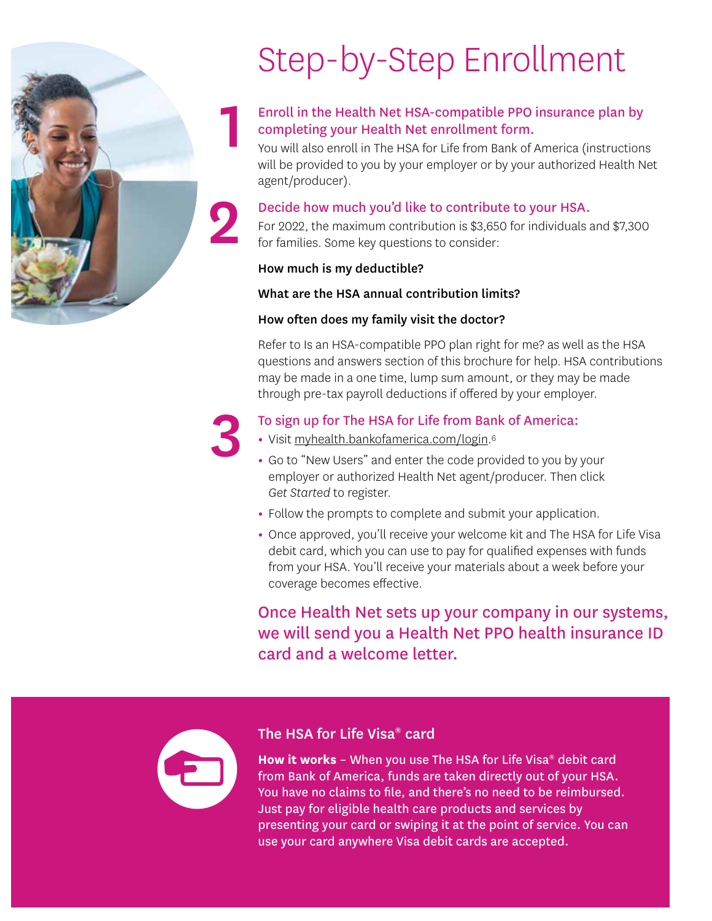# Step-by-Step Enrollment

## 1 Enroll in the Health Net HSA-compatible PPO insurance plan by completing your Health Net enrollment form.

You will also enroll in The HSA for Life from Bank of America (instructions will be provided to you by your employer or by your authorized Health Net agent/producer).

## 2 Decide how much you'd like to contribute to your HSA.

For 2022, the maximum contribution is $3,650 for individuals and $7,300 for families. Some key questions to consider:

**How much is my deductible?**

**What are the HSA annual contribution limits?**

**How often does my family visit the doctor?**

Refer to Is an HSA-compatible PPO plan right for me? as well as the HSA questions and answers section of this brochure for help. HSA contributions may be made in a one time, lump sum amount, or they may be made through pre-tax payroll deductions if offered by your employer.

## 3 To sign up for The HSA for Life from Bank of America:

- Visit myhealth.bankofamerica.com/login.[6]
- Go to "New Users" and enter the code provided to you by your employer or authorized Health Net agent/producer. Then click *Get Started* to register.
- Follow the prompts to complete and submit your application.
- Once approved, you'll receive your welcome kit and The HSA for Life Visa debit card, which you can use to pay for qualified expenses with funds from your HSA. You'll receive your materials about a week before your coverage becomes effective.

**Once Health Net sets up your company in our systems, we will send you a Health Net PPO health insurance ID card and a welcome letter.**

### The HSA for Life Visa® card

**How it works** – When you use The HSA for Life Visa® debit card from Bank of America, funds are taken directly out of your HSA. You have no claims to file, and there's no need to be reimbursed. Just pay for eligible health care products and services by presenting your card or swiping it at the point of service. You can use your card anywhere Visa debit cards are accepted.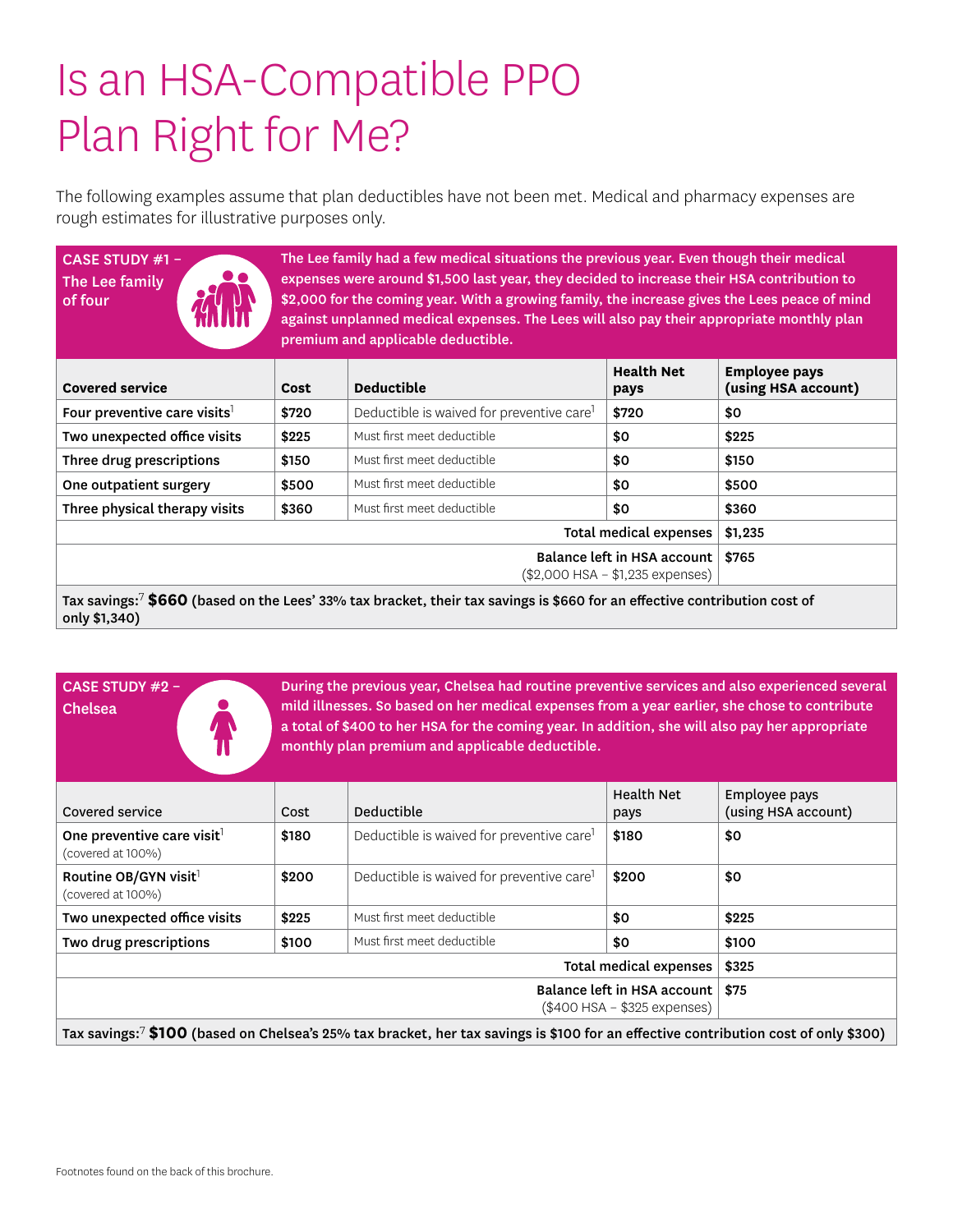# Is an HSA-Compatible PPO Plan Right for Me?

The following examples assume that plan deductibles have not been met. Medical and pharmacy expenses are rough estimates for illustrative purposes only.

**CASE STUDY #1 – The Lee family of four**

**The Lee family had a few medical situations the previous year. Even though their medical expenses were around $1,500 last year, they decided to increase their HSA contribution to $2,000 for the coming year. With a growing family, the increase gives the Lees peace of mind against unplanned medical expenses. The Lees will also pay their appropriate monthly plan premium and applicable deductible.**

| Covered service | Cost | Deductible | Health Net pays | Employee pays (using HSA account) |
|---|---|---|---|---|
| Four preventive care visits[1] | $720 | Deductible is waived for preventive care[1] | $720 | $0 |
| Two unexpected office visits | $225 | Must first meet deductible | $0 | $225 |
| Three drug prescriptions | $150 | Must first meet deductible | $0 | $150 |
| One outpatient surgery | $500 | Must first meet deductible | $0 | $500 |
| Three physical therapy visits | $360 | Must first meet deductible | $0 | $360 |
| | | | Total medical expenses | $1,235 |
| | | | Balance left in HSA account ($2,000 HSA – $1,235 expenses) | $765 |

**Tax savings:[7] $660 (based on the Lees' 33% tax bracket, their tax savings is $660 for an effective contribution cost of only $1,340)**

**CASE STUDY #2 – Chelsea**

**During the previous year, Chelsea had routine preventive services and also experienced several mild illnesses. So based on her medical expenses from a year earlier, she chose to contribute a total of $400 to her HSA for the coming year. In addition, she will also pay her appropriate monthly plan premium and applicable deductible.**

| Covered service | Cost | Deductible | Health Net pays | Employee pays (using HSA account) |
|---|---|---|---|---|
| One preventive care visit[1] (covered at 100%) | $180 | Deductible is waived for preventive care[1] | $180 | $0 |
| Routine OB/GYN visit[1] (covered at 100%) | $200 | Deductible is waived for preventive care[1] | $200 | $0 |
| Two unexpected office visits | $225 | Must first meet deductible | $0 | $225 |
| Two drug prescriptions | $100 | Must first meet deductible | $0 | $100 |
| | | | Total medical expenses | $325 |
| | | | Balance left in HSA account ($400 HSA – $325 expenses) | $75 |

**Tax savings:[7] $100 (based on Chelsea's 25% tax bracket, her tax savings is $100 for an effective contribution cost of only $300)**

Footnotes found on the back of this brochure.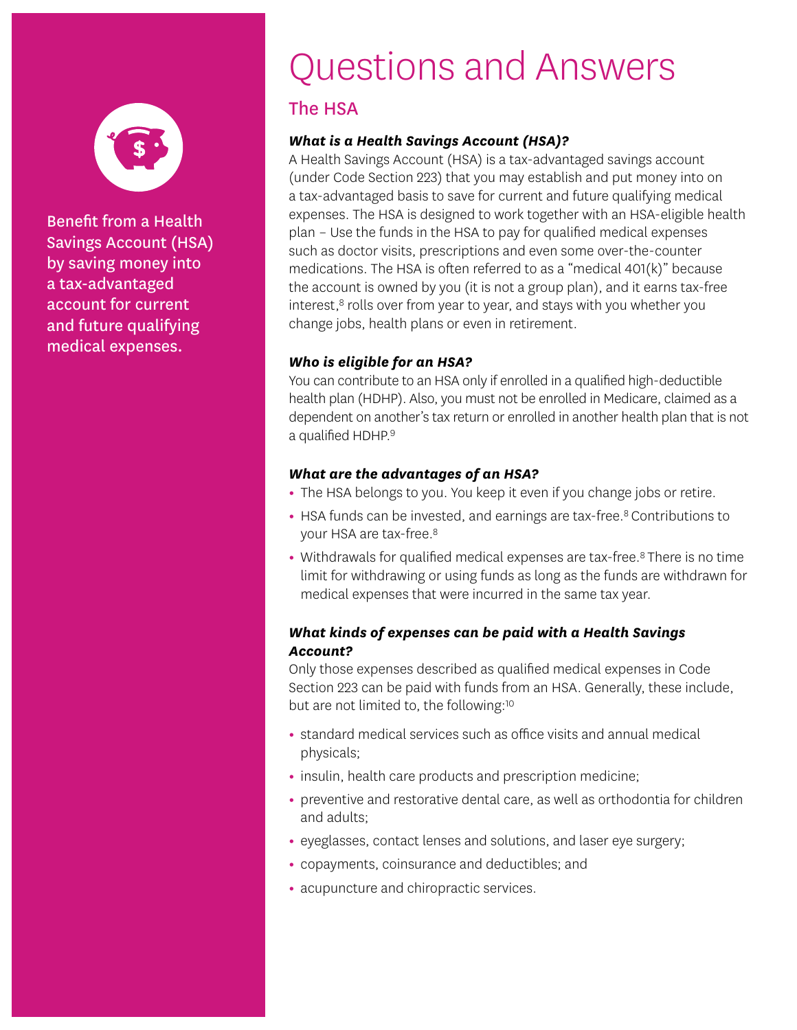Benefit from a Health Savings Account (HSA) by saving money into a tax-advantaged account for current and future qualifying medical expenses.

# Questions and Answers

## The HSA

***What is a Health Savings Account (HSA)?***

A Health Savings Account (HSA) is a tax-advantaged savings account (under Code Section 223) that you may establish and put money into on a tax-advantaged basis to save for current and future qualifying medical expenses. The HSA is designed to work together with an HSA-eligible health plan – Use the funds in the HSA to pay for qualified medical expenses such as doctor visits, prescriptions and even some over-the-counter medications. The HSA is often referred to as a "medical 401(k)" because the account is owned by you (it is not a group plan), and it earns tax-free interest,[8] rolls over from year to year, and stays with you whether you change jobs, health plans or even in retirement.

***Who is eligible for an HSA?***

You can contribute to an HSA only if enrolled in a qualified high-deductible health plan (HDHP). Also, you must not be enrolled in Medicare, claimed as a dependent on another's tax return or enrolled in another health plan that is not a qualified HDHP.[9]

***What are the advantages of an HSA?***

- The HSA belongs to you. You keep it even if you change jobs or retire.
- HSA funds can be invested, and earnings are tax-free.[8] Contributions to your HSA are tax-free.[8]
- Withdrawals for qualified medical expenses are tax-free.[8] There is no time limit for withdrawing or using funds as long as the funds are withdrawn for medical expenses that were incurred in the same tax year.

***What kinds of expenses can be paid with a Health Savings Account?***

Only those expenses described as qualified medical expenses in Code Section 223 can be paid with funds from an HSA. Generally, these include, but are not limited to, the following:[10]

- standard medical services such as office visits and annual medical physicals;
- insulin, health care products and prescription medicine;
- preventive and restorative dental care, as well as orthodontia for children and adults;
- eyeglasses, contact lenses and solutions, and laser eye surgery;
- copayments, coinsurance and deductibles; and
- acupuncture and chiropractic services.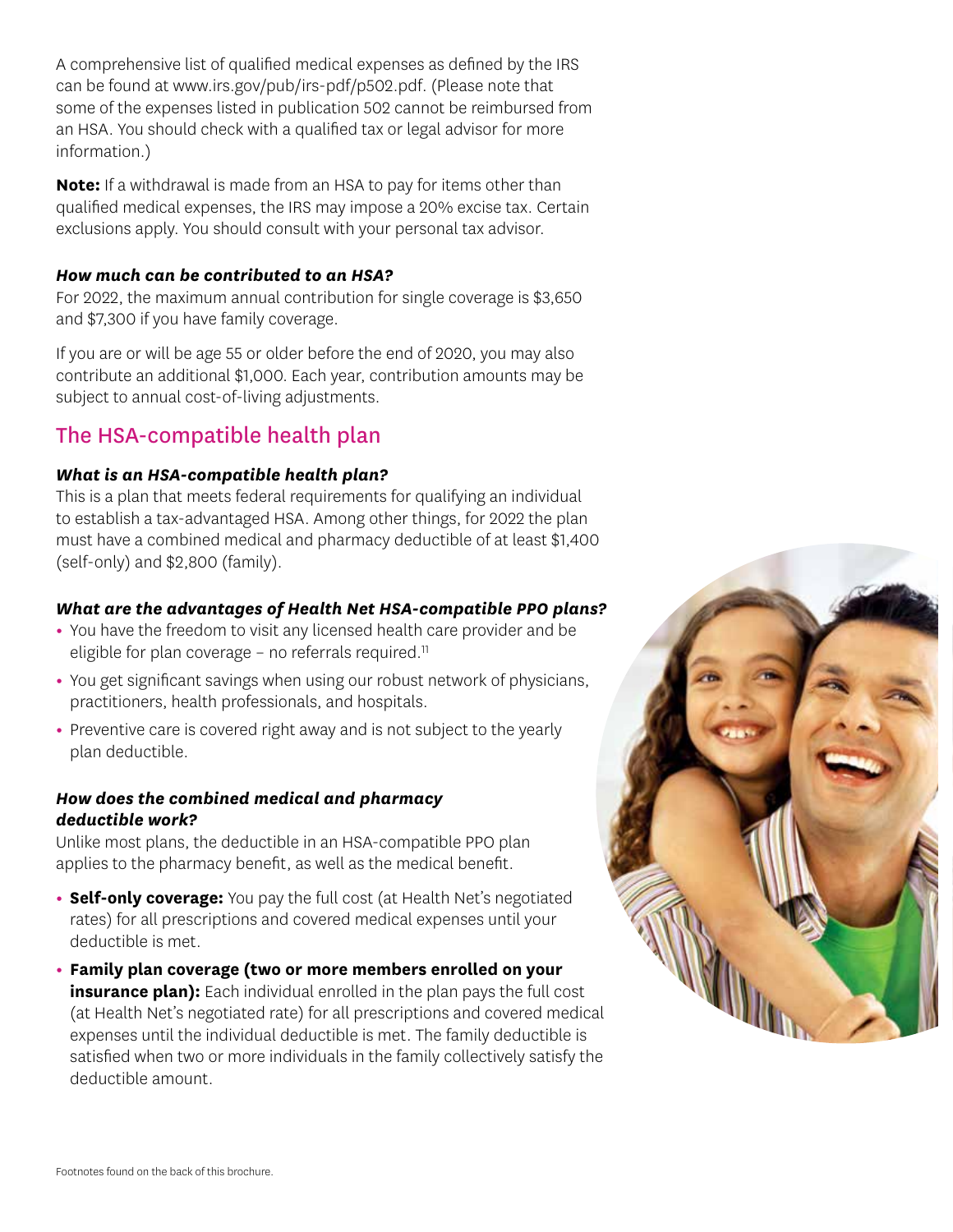A comprehensive list of qualified medical expenses as defined by the IRS can be found at www.irs.gov/pub/irs-pdf/p502.pdf. (Please note that some of the expenses listed in publication 502 cannot be reimbursed from an HSA. You should check with a qualified tax or legal advisor for more information.)

**Note:** If a withdrawal is made from an HSA to pay for items other than qualified medical expenses, the IRS may impose a 20% excise tax. Certain exclusions apply. You should consult with your personal tax advisor.

***How much can be contributed to an HSA?***

For 2022, the maximum annual contribution for single coverage is $3,650 and $7,300 if you have family coverage.

If you are or will be age 55 or older before the end of 2020, you may also contribute an additional $1,000. Each year, contribution amounts may be subject to annual cost-of-living adjustments.

## The HSA-compatible health plan

***What is an HSA-compatible health plan?***

This is a plan that meets federal requirements for qualifying an individual to establish a tax-advantaged HSA. Among other things, for 2022 the plan must have a combined medical and pharmacy deductible of at least $1,400 (self-only) and $2,800 (family).

***What are the advantages of Health Net HSA-compatible PPO plans?***

- You have the freedom to visit any licensed health care provider and be eligible for plan coverage – no referrals required.[11]
- You get significant savings when using our robust network of physicians, practitioners, health professionals, and hospitals.
- Preventive care is covered right away and is not subject to the yearly plan deductible.

***How does the combined medical and pharmacy deductible work?***

Unlike most plans, the deductible in an HSA-compatible PPO plan applies to the pharmacy benefit, as well as the medical benefit.

- **Self-only coverage:** You pay the full cost (at Health Net's negotiated rates) for all prescriptions and covered medical expenses until your deductible is met.
- **Family plan coverage (two or more members enrolled on your insurance plan):** Each individual enrolled in the plan pays the full cost (at Health Net's negotiated rate) for all prescriptions and covered medical expenses until the individual deductible is met. The family deductible is satisfied when two or more individuals in the family collectively satisfy the deductible amount.

Footnotes found on the back of this brochure.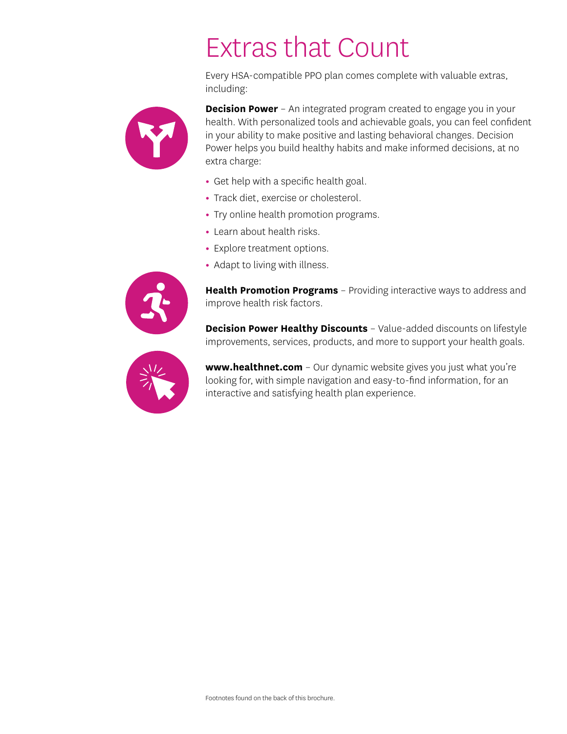# Extras that Count

Every HSA-compatible PPO plan comes complete with valuable extras, including:

**Decision Power** – An integrated program created to engage you in your health. With personalized tools and achievable goals, you can feel confident in your ability to make positive and lasting behavioral changes. Decision Power helps you build healthy habits and make informed decisions, at no extra charge:

- Get help with a specific health goal.
- Track diet, exercise or cholesterol.
- Try online health promotion programs.
- Learn about health risks.
- Explore treatment options.
- Adapt to living with illness.

**Health Promotion Programs** – Providing interactive ways to address and improve health risk factors.

**Decision Power Healthy Discounts** – Value-added discounts on lifestyle improvements, services, products, and more to support your health goals.

**www.healthnet.com** – Our dynamic website gives you just what you're looking for, with simple navigation and easy-to-find information, for an interactive and satisfying health plan experience.

Footnotes found on the back of this brochure.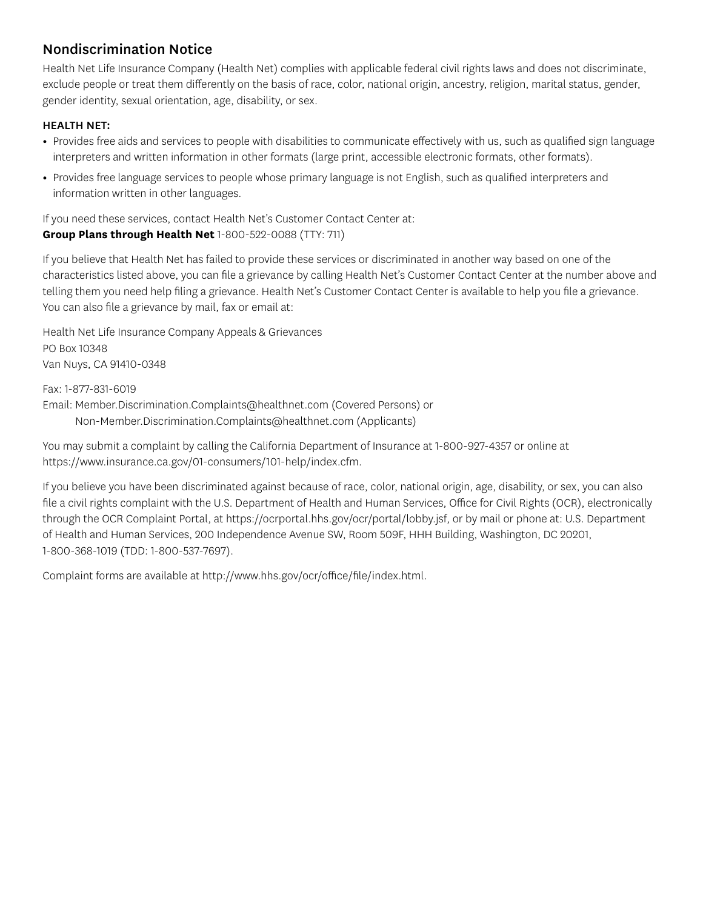## Nondiscrimination Notice

Health Net Life Insurance Company (Health Net) complies with applicable federal civil rights laws and does not discriminate, exclude people or treat them differently on the basis of race, color, national origin, ancestry, religion, marital status, gender, gender identity, sexual orientation, age, disability, or sex.

**HEALTH NET:**

- Provides free aids and services to people with disabilities to communicate effectively with us, such as qualified sign language interpreters and written information in other formats (large print, accessible electronic formats, other formats).
- Provides free language services to people whose primary language is not English, such as qualified interpreters and information written in other languages.

If you need these services, contact Health Net's Customer Contact Center at:
**Group Plans through Health Net** 1-800-522-0088 (TTY: 711)

If you believe that Health Net has failed to provide these services or discriminated in another way based on one of the characteristics listed above, you can file a grievance by calling Health Net's Customer Contact Center at the number above and telling them you need help filing a grievance. Health Net's Customer Contact Center is available to help you file a grievance. You can also file a grievance by mail, fax or email at:

Health Net Life Insurance Company Appeals & Grievances
PO Box 10348
Van Nuys, CA 91410-0348

Fax: 1-877-831-6019
Email: Member.Discrimination.Complaints@healthnet.com (Covered Persons) or
Non-Member.Discrimination.Complaints@healthnet.com (Applicants)

You may submit a complaint by calling the California Department of Insurance at 1-800-927-4357 or online at https://www.insurance.ca.gov/01-consumers/101-help/index.cfm.

If you believe you have been discriminated against because of race, color, national origin, age, disability, or sex, you can also file a civil rights complaint with the U.S. Department of Health and Human Services, Office for Civil Rights (OCR), electronically through the OCR Complaint Portal, at https://ocrportal.hhs.gov/ocr/portal/lobby.jsf, or by mail or phone at: U.S. Department of Health and Human Services, 200 Independence Avenue SW, Room 509F, HHH Building, Washington, DC 20201, 1-800-368-1019 (TDD: 1-800-537-7697).

Complaint forms are available at http://www.hhs.gov/ocr/office/file/index.html.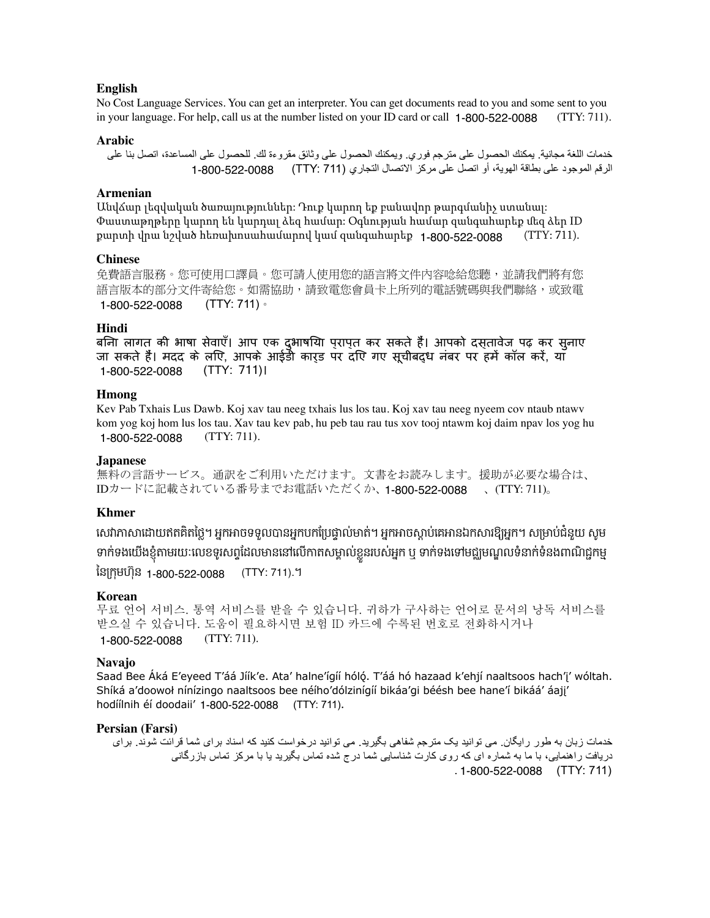**English**

No Cost Language Services. You can get an interpreter. You can get documents read to you and some sent to you in your language. For help, call us at the number listed on your ID card or call 1-800-522-0088 (TTY: 711).

**Arabic**

خدمات اللغة مجانية. يمكنك الحصول على مترجم فوري. ويمكنك الحصول على وثائق مقروءة لك. للحصول على المساعدة، اتصل بنا على الرقم الموجود على بطاقة الهوية، أو اتصل على مركز الاتصال التجاري (TTY: 711) 1-800-522-0088

**Armenian**

Անվճար լեզվական ծառայություններ: Դուք կարող եք բանավոր թարգմանիչ ստանալ: Փաստաթղթերը կարող են կարդալ ձեզ համար: Օգնության համար զանգահարեք մեզ ձեր ID քարտի վրա նշված հեռախոսահամարով կամ զանգահարեք 1-800-522-0088 (TTY: 711).

**Chinese**

免費語言服務。您可使用口譯員。您可請人使用您的語言將文件內容唸給您聽，並請我們將有您語言版本的部分文件寄給您。如需協助，請致電您會員卡上所列的電話號碼與我們聯絡，或致電 1-800-522-0088 (TTY: 711)。

**Hindi**

बिना लागत की भाषा सेवाएँ। आप एक दुभाषिया प्राप्त कर सकते हैं। आपको दस्तावेज पढ़ कर सुनाए जा सकते हैं। मदद के लिए, आपके आईडी कार्ड पर दिए गए सूचीबद्ध नंबर पर हमें कॉल करें, या 1-800-522-0088 (TTY: 711)।

**Hmong**

Kev Pab Txhais Lus Dawb. Koj xav tau neeg txhais lus los tau. Koj xav tau neeg nyeem cov ntaub ntawv kom yog koj hom lus los tau. Xav tau kev pab, hu peb tau rau tus xov tooj ntawm koj daim npav los yog hu 1-800-522-0088 (TTY: 711).

**Japanese**

無料の言語サービス。通訳をご利用いただけます。文書をお読みします。援助が必要な場合は、IDカードに記載されている番号までお電話いただくか、1-800-522-0088 、(TTY: 711)。

**Khmer**

សេវាភាសាដោយឥតគិតថ្លៃ។ អ្នកអាចទទួលបានអ្នកបកប្រែផ្ទាល់មាត់។ អ្នកអាចស្តាប់គេអានឯកសារឱ្យអ្នក។ សម្រាប់ជំនួយ សូមទាក់ទងយើងខ្ញុំតាមរយៈលេខទូរសព្ទដែលមាននៅលើកាតសម្គាល់ខ្លួនរបស់អ្នក ឬ ទាក់ទងទៅមជ្ឈមណ្ឌលទំនាក់ទំនងពាណិជ្ជកម្មនៃក្រុមហ៊ុន 1-800-522-0088 (TTY: 711).។

**Korean**

무료 언어 서비스. 통역 서비스를 받을 수 있습니다. 귀하가 구사하는 언어로 문서의 낭독 서비스를 받으실 수 있습니다. 도움이 필요하시면 보험 ID 카드에 수록된 번호로 전화하시거나 1-800-522-0088 (TTY: 711).

**Navajo**

Saad Bee Áká E'eyeed T'áá Jíík'e. Ata' halne'ígíí hóló. T'áá hó hazaad k'ehjí naaltsoos hach'į' wóltah. Shíká a'doowoł nínízingo naaltsoos bee néího'dólzinígíí bikáa'gi béésh bee hane'í bikáá' áajį' hodíílnih éí doodaii' 1-800-522-0088 (TTY: 711).

**Persian (Farsi)**

خدمات زبان به طور رایگان. می توانید یک مترجم شفاهی بگیرید. می توانید درخواست کنید که اسناد برای شما قرائت شوند. برای دریافت راهنمایی، با ما به شماره ای که روی کارت شناسایی شما درج شده تماس بگیرید یا با مرکز تماس بازرگانی 1-800-522-0088 (TTY: 711).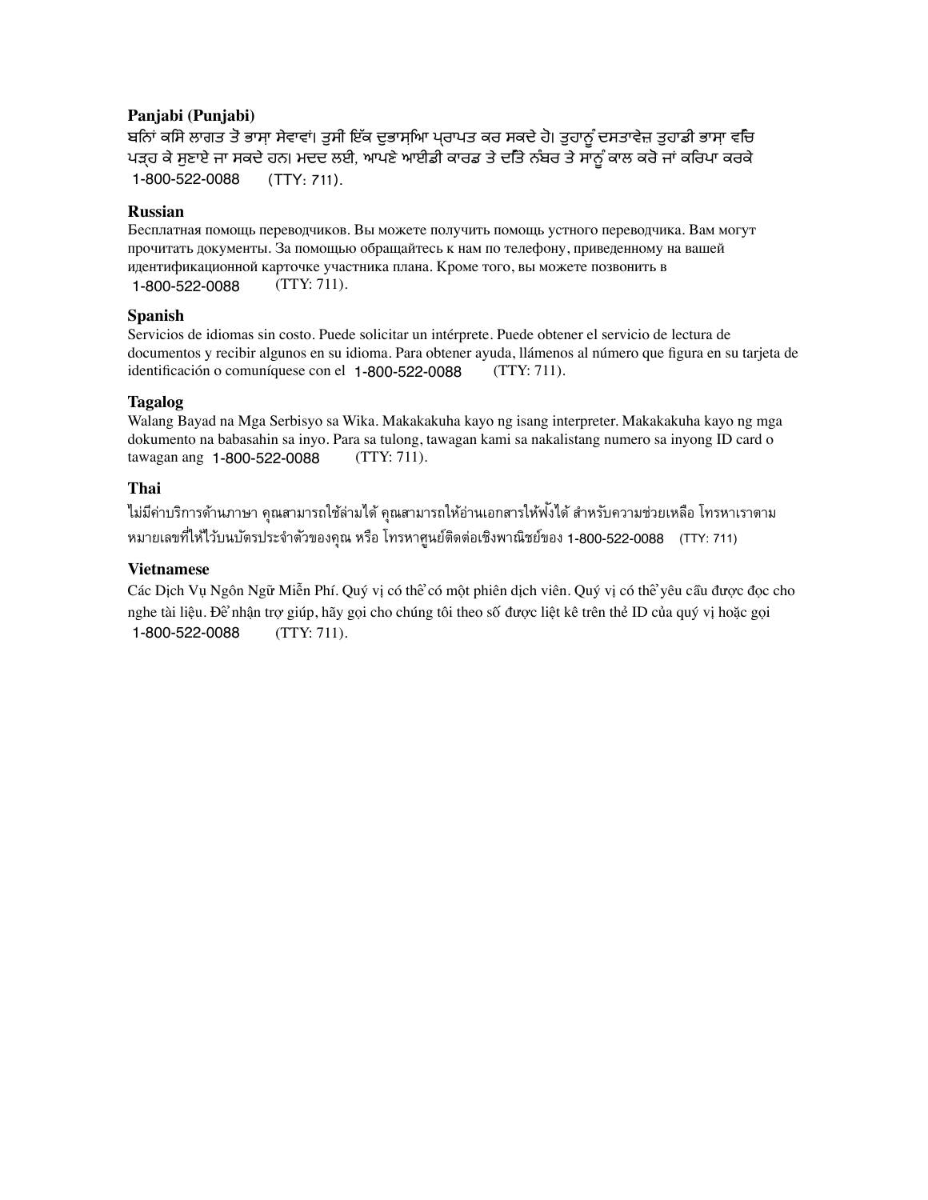**Panjabi (Punjabi)**

ਬਨਿਾਂ ਕਸਿ ਲਾਗਤ ਤੋਂ ਭਾਸ਼ਾ ਸੇਵਾਵਾਂ। ਤੁਸੀ ਇੱਕ ਦੁਭਾਸ਼ਆਿ ਪ੍ਰਾਪਤ ਕਰ ਸਕਦੇ ਹੋ। ਤੁਹਾਨੂੰ ਦਸਤਾਵੇਜ਼ ਤੁਹਾਡੀ ਭਾਸ਼ਾ ਵੱਚਿ ਪੜ੍ਹ ਕੇ ਸੁਣਾਏ ਜਾ ਸਕਦੇ ਹਨ। ਮਦਦ ਲਈ, ਆਪਣੇ ਆਈਡੀ ਕਾਰਡ ਤੇ ਦੱਤਿੇ ਨੰਬਰ ਤੇ ਸਾਨੂੰ ਕਾਲ ਕਰੋ ਜਾਂ ਕਰਿਪਾ ਕਰਕੇ 1-800-522-0088 (TTY: 711).

**Russian**

Бесплатная помощь переводчиков. Вы можете получить помощь устного переводчика. Вам могут прочитать документы. За помощью обращайтесь к нам по телефону, приведенному на вашей идентификационной карточке участника плана. Кроме того, вы можете позвонить в 1-800-522-0088 (TTY: 711).

**Spanish**

Servicios de idiomas sin costo. Puede solicitar un intérprete. Puede obtener el servicio de lectura de documentos y recibir algunos en su idioma. Para obtener ayuda, llámenos al número que figura en su tarjeta de identificación o comuníquese con el 1-800-522-0088 (TTY: 711).

**Tagalog**

Walang Bayad na Mga Serbisyo sa Wika. Makakakuha kayo ng isang interpreter. Makakakuha kayo ng mga dokumento na babasahin sa inyo. Para sa tulong, tawagan kami sa nakalistang numero sa inyong ID card o tawagan ang 1-800-522-0088 (TTY: 711).

**Thai**

ไม่มีค่าบริการด้านภาษา คุณสามารถใช้ล่ามได้ คุณสามารถให้อ่านเอกสารให้ฟังได้ สำหรับความช่วยเหลือ โทรหาเราตามหมายเลขที่ให้ไว้บนบัตรประจำตัวของคุณ หรือ โทรหาศูนย์ติดต่อเชิงพาณิชย์ของ 1-800-522-0088 (TTY: 711)

**Vietnamese**

Các Dịch Vụ Ngôn Ngữ Miễn Phí. Quý vị có thể có một phiên dịch viên. Quý vị có thể yêu cầu được đọc cho nghe tài liệu. Để nhận trợ giúp, hãy gọi cho chúng tôi theo số được liệt kê trên thẻ ID của quý vị hoặc gọi 1-800-522-0088 (TTY: 711).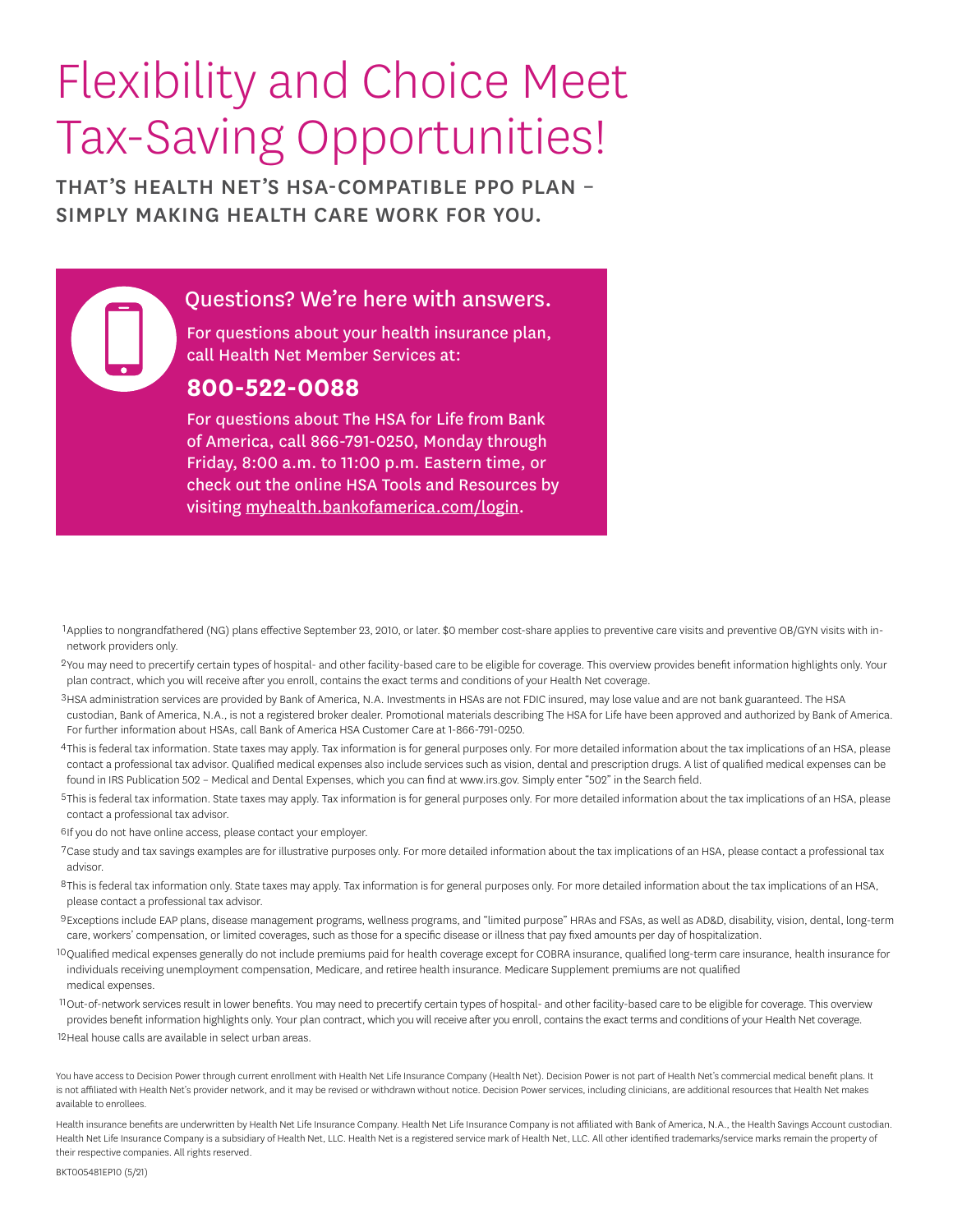# Flexibility and Choice Meet Tax-Saving Opportunities!

## THAT'S HEALTH NET'S HSA-COMPATIBLE PPO PLAN – SIMPLY MAKING HEALTH CARE WORK FOR YOU.

### Questions? We're here with answers.

For questions about your health insurance plan, call Health Net Member Services at:

**800-522-0088**

For questions about The HSA for Life from Bank of America, call 866-791-0250, Monday through Friday, 8:00 a.m. to 11:00 p.m. Eastern time, or check out the online HSA Tools and Resources by visiting myhealth.bankofamerica.com/login.

[1] Applies to nongrandfathered (NG) plans effective September 23, 2010, or later. $0 member cost-share applies to preventive care visits and preventive OB/GYN visits with in-network providers only.

[2] You may need to precertify certain types of hospital- and other facility-based care to be eligible for coverage. This overview provides benefit information highlights only. Your plan contract, which you will receive after you enroll, contains the exact terms and conditions of your Health Net coverage.

[3] HSA administration services are provided by Bank of America, N.A. Investments in HSAs are not FDIC insured, may lose value and are not bank guaranteed. The HSA custodian, Bank of America, N.A., is not a registered broker dealer. Promotional materials describing The HSA for Life have been approved and authorized by Bank of America. For further information about HSAs, call Bank of America HSA Customer Care at 1-866-791-0250.

[4] This is federal tax information. State taxes may apply. Tax information is for general purposes only. For more detailed information about the tax implications of an HSA, please contact a professional tax advisor. Qualified medical expenses also include services such as vision, dental and prescription drugs. A list of qualified medical expenses can be found in IRS Publication 502 – Medical and Dental Expenses, which you can find at www.irs.gov. Simply enter "502" in the Search field.

[5] This is federal tax information. State taxes may apply. Tax information is for general purposes only. For more detailed information about the tax implications of an HSA, please contact a professional tax advisor.

[6] If you do not have online access, please contact your employer.

[7] Case study and tax savings examples are for illustrative purposes only. For more detailed information about the tax implications of an HSA, please contact a professional tax advisor.

[8] This is federal tax information only. State taxes may apply. Tax information is for general purposes only. For more detailed information about the tax implications of an HSA, please contact a professional tax advisor.

[9] Exceptions include EAP plans, disease management programs, wellness programs, and "limited purpose" HRAs and FSAs, as well as AD&D, disability, vision, dental, long-term care, workers' compensation, or limited coverages, such as those for a specific disease or illness that pay fixed amounts per day of hospitalization.

[10] Qualified medical expenses generally do not include premiums paid for health coverage except for COBRA insurance, qualified long-term care insurance, health insurance for individuals receiving unemployment compensation, Medicare, and retiree health insurance. Medicare Supplement premiums are not qualified medical expenses.

[11] Out-of-network services result in lower benefits. You may need to precertify certain types of hospital- and other facility-based care to be eligible for coverage. This overview provides benefit information highlights only. Your plan contract, which you will receive after you enroll, contains the exact terms and conditions of your Health Net coverage.

[12] Heal house calls are available in select urban areas.

You have access to Decision Power through current enrollment with Health Net Life Insurance Company (Health Net). Decision Power is not part of Health Net's commercial medical benefit plans. It is not affiliated with Health Net's provider network, and it may be revised or withdrawn without notice. Decision Power services, including clinicians, are additional resources that Health Net makes available to enrollees.

Health insurance benefits are underwritten by Health Net Life Insurance Company. Health Net Life Insurance Company is not affiliated with Bank of America, N.A., the Health Savings Account custodian. Health Net Life Insurance Company is a subsidiary of Health Net, LLC. Health Net is a registered service mark of Health Net, LLC. All other identified trademarks/service marks remain the property of their respective companies. All rights reserved.

BKT005481EP10 (5/21)